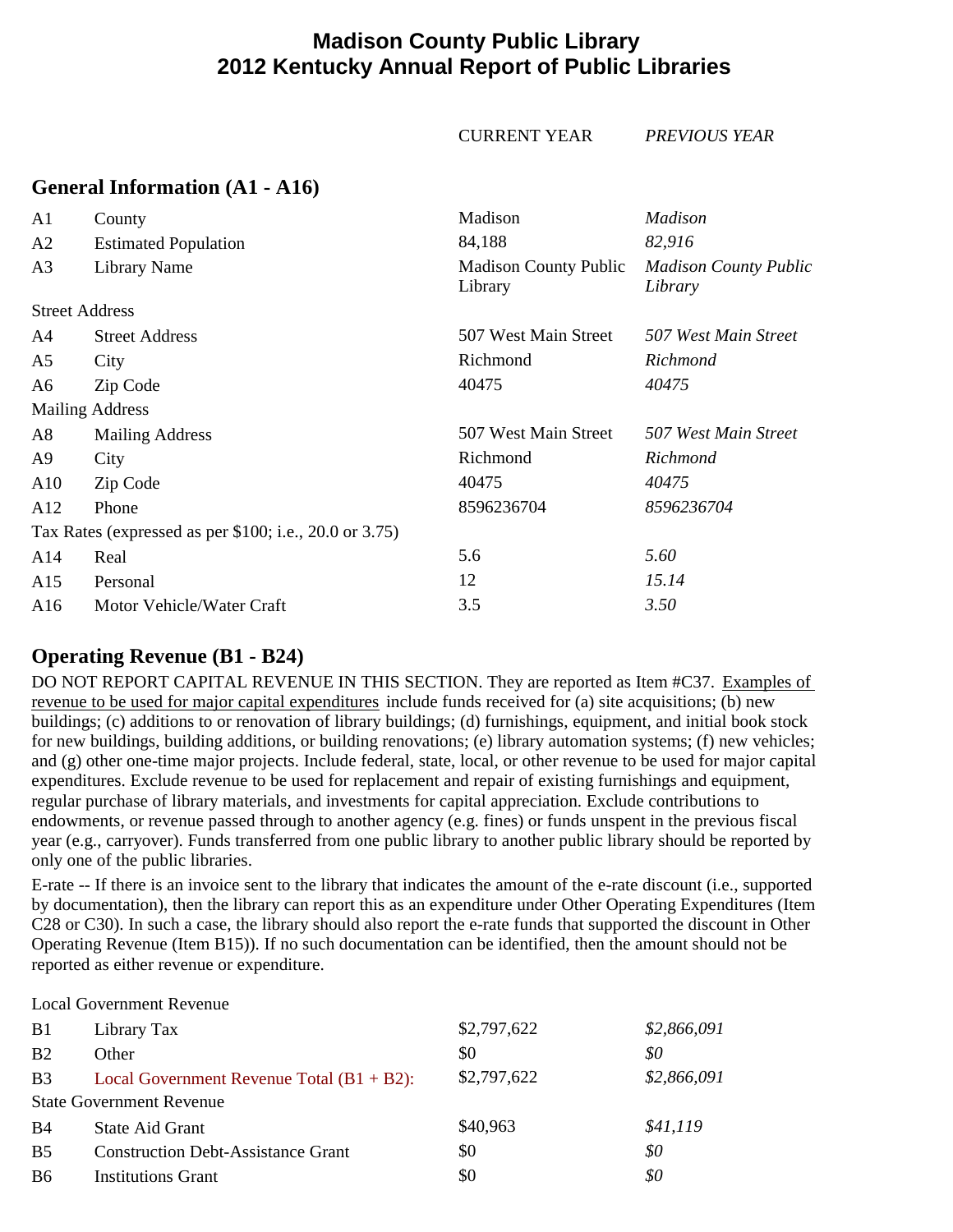# Madison County Public Library
# 2012 Kentucky Annual Report of Public Libraries

| | | CURRENT YEAR | *PREVIOUS YEAR* |
|---|---|---|---|

## General Information (A1 - A16)

| | | CURRENT YEAR | *PREVIOUS YEAR* |
|---|---|---|---|
| A1 | County | Madison | *Madison* |
| A2 | Estimated Population | 84,188 | *82,916* |
| A3 | Library Name | Madison County Public Library | *Madison County Public Library* |
| Street Address | | | |
| A4 | Street Address | 507 West Main Street | *507 West Main Street* |
| A5 | City | Richmond | *Richmond* |
| A6 | Zip Code | 40475 | *40475* |
| Mailing Address | | | |
| A8 | Mailing Address | 507 West Main Street | *507 West Main Street* |
| A9 | City | Richmond | *Richmond* |
| A10 | Zip Code | 40475 | *40475* |
| A12 | Phone | 8596236704 | *8596236704* |
| Tax Rates (expressed as per $100; i.e., 20.0 or 3.75) | | | |
| A14 | Real | 5.6 | *5.60* |
| A15 | Personal | 12 | *15.14* |
| A16 | Motor Vehicle/Water Craft | 3.5 | *3.50* |

## Operating Revenue (B1 - B24)

DO NOT REPORT CAPITAL REVENUE IN THIS SECTION. They are reported as Item #C37. Examples of revenue to be used for major capital expenditures include funds received for (a) site acquisitions; (b) new buildings; (c) additions to or renovation of library buildings; (d) furnishings, equipment, and initial book stock for new buildings, building additions, or building renovations; (e) library automation systems; (f) new vehicles; and (g) other one-time major projects. Include federal, state, local, or other revenue to be used for major capital expenditures. Exclude revenue to be used for replacement and repair of existing furnishings and equipment, regular purchase of library materials, and investments for capital appreciation. Exclude contributions to endowments, or revenue passed through to another agency (e.g. fines) or funds unspent in the previous fiscal year (e.g., carryover). Funds transferred from one public library to another public library should be reported by only one of the public libraries.

E-rate -- If there is an invoice sent to the library that indicates the amount of the e-rate discount (i.e., supported by documentation), then the library can report this as an expenditure under Other Operating Expenditures (Item C28 or C30). In such a case, the library should also report the e-rate funds that supported the discount in Other Operating Revenue (Item B15)). If no such documentation can be identified, then the amount should not be reported as either revenue or expenditure.

| | | CURRENT YEAR | *PREVIOUS YEAR* |
|---|---|---|---|
| Local Government Revenue | | | |
| B1 | Library Tax | $2,797,622 | *$2,866,091* |
| B2 | Other | $0 | *$0* |
| B3 | Local Government Revenue Total (B1 + B2): | $2,797,622 | *$2,866,091* |
| State Government Revenue | | | |
| B4 | State Aid Grant | $40,963 | *$41,119* |
| B5 | Construction Debt-Assistance Grant | $0 | *$0* |
| B6 | Institutions Grant | $0 | *$0* |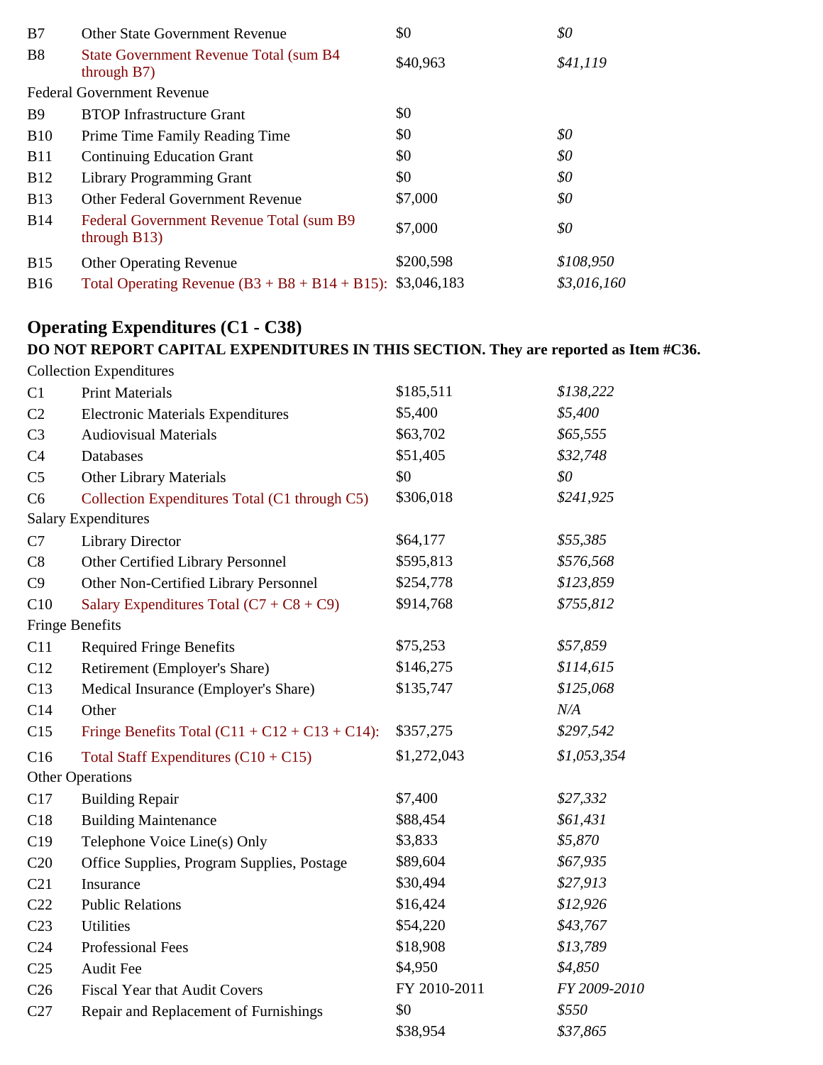| | | | |
|---|---|---|---|
| B7 | Other State Government Revenue | $0 | *$0* |
| B8 | State Government Revenue Total (sum B4 through B7) | $40,963 | *$41,119* |
| Federal Government Revenue | | | |
| B9 | BTOP Infrastructure Grant | $0 | |
| B10 | Prime Time Family Reading Time | $0 | *$0* |
| B11 | Continuing Education Grant | $0 | *$0* |
| B12 | Library Programming Grant | $0 | *$0* |
| B13 | Other Federal Government Revenue | $7,000 | *$0* |
| B14 | Federal Government Revenue Total (sum B9 through B13) | $7,000 | *$0* |
| B15 | Other Operating Revenue | $200,598 | *$108,950* |
| B16 | Total Operating Revenue (B3 + B8 + B14 + B15): | $3,046,183 | *$3,016,160* |

## Operating Expenditures (C1 - C38)

**DO NOT REPORT CAPITAL EXPENDITURES IN THIS SECTION. They are reported as Item #C36.**

| | | | |
|---|---|---|---|
| Collection Expenditures | | | |
| C1 | Print Materials | $185,511 | *$138,222* |
| C2 | Electronic Materials Expenditures | $5,400 | *$5,400* |
| C3 | Audiovisual Materials | $63,702 | *$65,555* |
| C4 | Databases | $51,405 | *$32,748* |
| C5 | Other Library Materials | $0 | *$0* |
| C6 | Collection Expenditures Total (C1 through C5) | $306,018 | *$241,925* |
| Salary Expenditures | | | |
| C7 | Library Director | $64,177 | *$55,385* |
| C8 | Other Certified Library Personnel | $595,813 | *$576,568* |
| C9 | Other Non-Certified Library Personnel | $254,778 | *$123,859* |
| C10 | Salary Expenditures Total (C7 + C8 + C9) | $914,768 | *$755,812* |
| Fringe Benefits | | | |
| C11 | Required Fringe Benefits | $75,253 | *$57,859* |
| C12 | Retirement (Employer's Share) | $146,275 | *$114,615* |
| C13 | Medical Insurance (Employer's Share) | $135,747 | *$125,068* |
| C14 | Other | | *N/A* |
| C15 | Fringe Benefits Total (C11 + C12 + C13 + C14): | $357,275 | *$297,542* |
| C16 | Total Staff Expenditures (C10 + C15) | $1,272,043 | *$1,053,354* |
| Other Operations | | | |
| C17 | Building Repair | $7,400 | *$27,332* |
| C18 | Building Maintenance | $88,454 | *$61,431* |
| C19 | Telephone Voice Line(s) Only | $3,833 | *$5,870* |
| C20 | Office Supplies, Program Supplies, Postage | $89,604 | *$67,935* |
| C21 | Insurance | $30,494 | *$27,913* |
| C22 | Public Relations | $16,424 | *$12,926* |
| C23 | Utilities | $54,220 | *$43,767* |
| C24 | Professional Fees | $18,908 | *$13,789* |
| C25 | Audit Fee | $4,950 | *$4,850* |
| C26 | Fiscal Year that Audit Covers | FY 2010-2011 | *FY 2009-2010* |
| C27 | Repair and Replacement of Furnishings | $0 | *$550* |
| | | $38,954 | *$37,865* |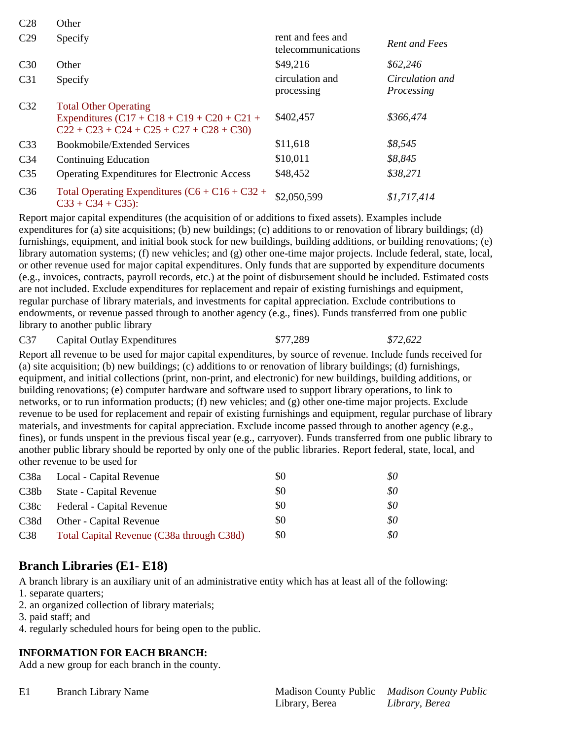| | | | |
|---|---|---|---|
| C28 | Other | | |
| C29 | Specify | rent and fees and telecommunications | *Rent and Fees* |
| C30 | Other | $49,216 | *$62,246* |
| C31 | Specify | circulation and processing | *Circulation and Processing* |
| C32 | Total Other Operating Expenditures (C17 + C18 + C19 + C20 + C21 + C22 + C23 + C24 + C25 + C27 + C28 + C30) | $402,457 | *$366,474* |
| C33 | Bookmobile/Extended Services | $11,618 | *$8,545* |
| C34 | Continuing Education | $10,011 | *$8,845* |
| C35 | Operating Expenditures for Electronic Access | $48,452 | *$38,271* |
| C36 | Total Operating Expenditures (C6 + C16 + C32 + C33 + C34 + C35): | $2,050,599 | *$1,717,414* |

Report major capital expenditures (the acquisition of or additions to fixed assets). Examples include expenditures for (a) site acquisitions; (b) new buildings; (c) additions to or renovation of library buildings; (d) furnishings, equipment, and initial book stock for new buildings, building additions, or building renovations; (e) library automation systems; (f) new vehicles; and (g) other one-time major projects. Include federal, state, local, or other revenue used for major capital expenditures. Only funds that are supported by expenditure documents (e.g., invoices, contracts, payroll records, etc.) at the point of disbursement should be included. Estimated costs are not included. Exclude expenditures for replacement and repair of existing furnishings and equipment, regular purchase of library materials, and investments for capital appreciation. Exclude contributions to endowments, or revenue passed through to another agency (e.g., fines). Funds transferred from one public library to another public library

| | | | |
|---|---|---|---|
| C37 | Capital Outlay Expenditures | $77,289 | *$72,622* |

Report all revenue to be used for major capital expenditures, by source of revenue. Include funds received for (a) site acquisition; (b) new buildings; (c) additions to or renovation of library buildings; (d) furnishings, equipment, and initial collections (print, non-print, and electronic) for new buildings, building additions, or building renovations; (e) computer hardware and software used to support library operations, to link to networks, or to run information products; (f) new vehicles; and (g) other one-time major projects. Exclude revenue to be used for replacement and repair of existing furnishings and equipment, regular purchase of library materials, and investments for capital appreciation. Exclude income passed through to another agency (e.g., fines), or funds unspent in the previous fiscal year (e.g., carryover). Funds transferred from one public library to another public library should be reported by only one of the public libraries. Report federal, state, local, and other revenue to be used for

| | | | |
|---|---|---|---|
| C38a | Local - Capital Revenue | $0 | *$0* |
| C38b | State - Capital Revenue | $0 | *$0* |
| C38c | Federal - Capital Revenue | $0 | *$0* |
| C38d | Other - Capital Revenue | $0 | *$0* |
| C38 | Total Capital Revenue (C38a through C38d) | $0 | *$0* |

## Branch Libraries (E1- E18)

A branch library is an auxiliary unit of an administrative entity which has at least all of the following:
1. separate quarters;
2. an organized collection of library materials;
3. paid staff; and
4. regularly scheduled hours for being open to the public.

**INFORMATION FOR EACH BRANCH:**
Add a new group for each branch in the county.

| | | | |
|---|---|---|---|
| E1 | Branch Library Name | Madison County Public Library, Berea | *Madison County Public Library, Berea* |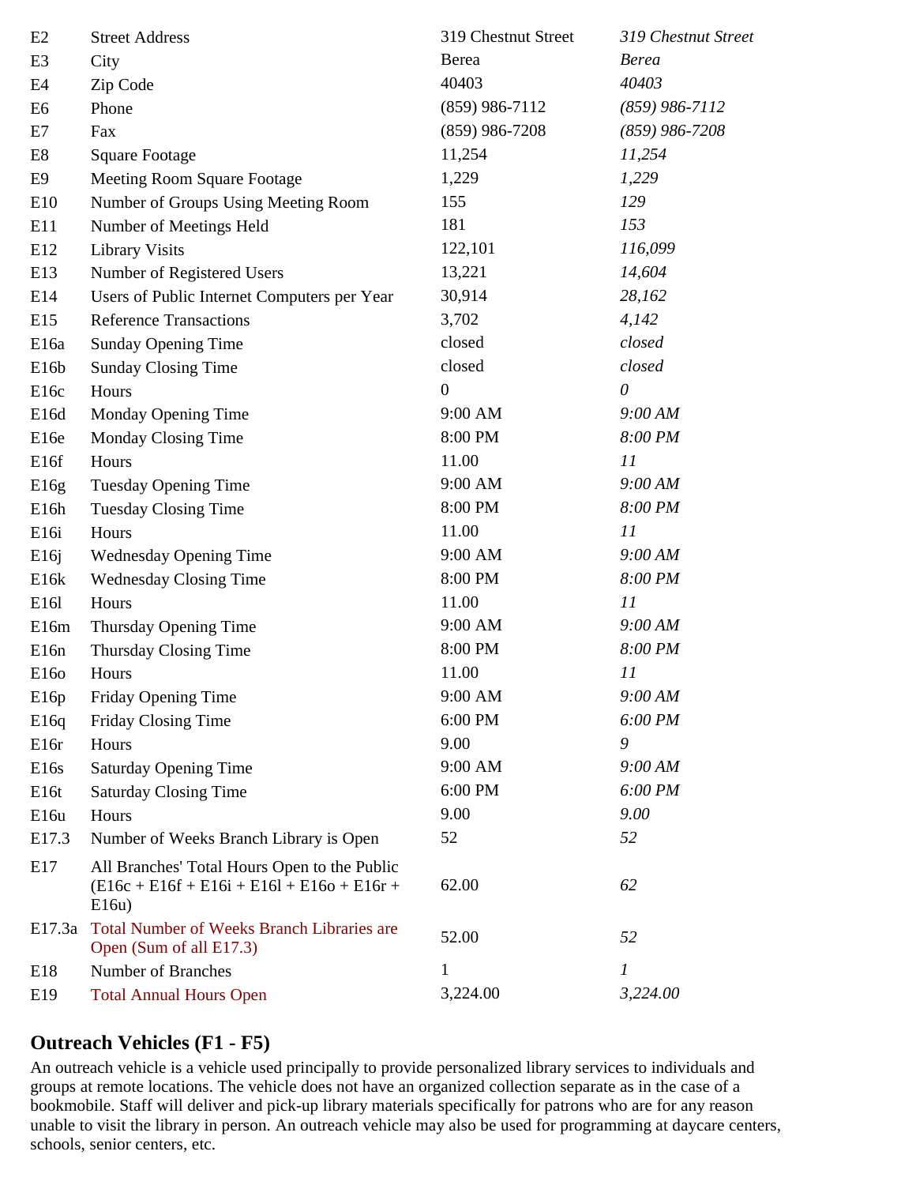| | | | |
|---|---|---|---|
| E2 | Street Address | 319 Chestnut Street | *319 Chestnut Street* |
| E3 | City | Berea | *Berea* |
| E4 | Zip Code | 40403 | *40403* |
| E6 | Phone | (859) 986-7112 | *(859) 986-7112* |
| E7 | Fax | (859) 986-7208 | *(859) 986-7208* |
| E8 | Square Footage | 11,254 | *11,254* |
| E9 | Meeting Room Square Footage | 1,229 | *1,229* |
| E10 | Number of Groups Using Meeting Room | 155 | *129* |
| E11 | Number of Meetings Held | 181 | *153* |
| E12 | Library Visits | 122,101 | *116,099* |
| E13 | Number of Registered Users | 13,221 | *14,604* |
| E14 | Users of Public Internet Computers per Year | 30,914 | *28,162* |
| E15 | Reference Transactions | 3,702 | *4,142* |
| E16a | Sunday Opening Time | closed | *closed* |
| E16b | Sunday Closing Time | closed | *closed* |
| E16c | Hours | 0 | *0* |
| E16d | Monday Opening Time | 9:00 AM | *9:00 AM* |
| E16e | Monday Closing Time | 8:00 PM | *8:00 PM* |
| E16f | Hours | 11.00 | *11* |
| E16g | Tuesday Opening Time | 9:00 AM | *9:00 AM* |
| E16h | Tuesday Closing Time | 8:00 PM | *8:00 PM* |
| E16i | Hours | 11.00 | *11* |
| E16j | Wednesday Opening Time | 9:00 AM | *9:00 AM* |
| E16k | Wednesday Closing Time | 8:00 PM | *8:00 PM* |
| E16l | Hours | 11.00 | *11* |
| E16m | Thursday Opening Time | 9:00 AM | *9:00 AM* |
| E16n | Thursday Closing Time | 8:00 PM | *8:00 PM* |
| E16o | Hours | 11.00 | *11* |
| E16p | Friday Opening Time | 9:00 AM | *9:00 AM* |
| E16q | Friday Closing Time | 6:00 PM | *6:00 PM* |
| E16r | Hours | 9.00 | *9* |
| E16s | Saturday Opening Time | 9:00 AM | *9:00 AM* |
| E16t | Saturday Closing Time | 6:00 PM | *6:00 PM* |
| E16u | Hours | 9.00 | *9.00* |
| E17.3 | Number of Weeks Branch Library is Open | 52 | *52* |
| E17 | All Branches' Total Hours Open to the Public (E16c + E16f + E16i + E16l + E16o + E16r + E16u) | 62.00 | *62* |
| E17.3a | Total Number of Weeks Branch Libraries are Open (Sum of all E17.3) | 52.00 | *52* |
| E18 | Number of Branches | 1 | *1* |
| E19 | Total Annual Hours Open | 3,224.00 | *3,224.00* |

## Outreach Vehicles (F1 - F5)

An outreach vehicle is a vehicle used principally to provide personalized library services to individuals and groups at remote locations. The vehicle does not have an organized collection separate as in the case of a bookmobile. Staff will deliver and pick-up library materials specifically for patrons who are for any reason unable to visit the library in person. An outreach vehicle may also be used for programming at daycare centers, schools, senior centers, etc.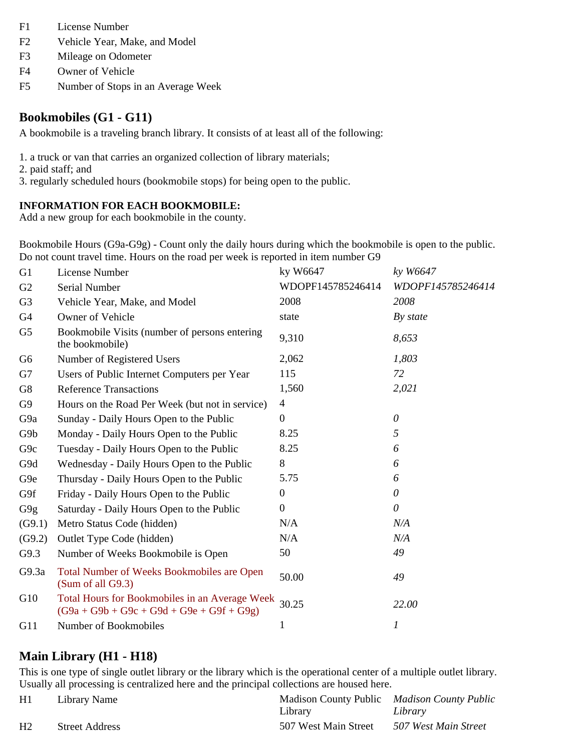| | |
|---|---|
| F1 | License Number |
| F2 | Vehicle Year, Make, and Model |
| F3 | Mileage on Odometer |
| F4 | Owner of Vehicle |
| F5 | Number of Stops in an Average Week |

## Bookmobiles (G1 - G11)

A bookmobile is a traveling branch library. It consists of at least all of the following:

1. a truck or van that carries an organized collection of library materials;
2. paid staff; and
3. regularly scheduled hours (bookmobile stops) for being open to the public.

**INFORMATION FOR EACH BOOKMOBILE:**
Add a new group for each bookmobile in the county.

Bookmobile Hours (G9a-G9g) - Count only the daily hours during which the bookmobile is open to the public. Do not count travel time. Hours on the road per week is reported in item number G9

| | | | |
|---|---|---|---|
| G1 | License Number | ky W6647 | *ky W6647* |
| G2 | Serial Number | WDOPF145785246414 | *WDOPF145785246414* |
| G3 | Vehicle Year, Make, and Model | 2008 | *2008* |
| G4 | Owner of Vehicle | state | *By state* |
| G5 | Bookmobile Visits (number of persons entering the bookmobile) | 9,310 | *8,653* |
| G6 | Number of Registered Users | 2,062 | *1,803* |
| G7 | Users of Public Internet Computers per Year | 115 | *72* |
| G8 | Reference Transactions | 1,560 | *2,021* |
| G9 | Hours on the Road Per Week (but not in service) | 4 | |
| G9a | Sunday - Daily Hours Open to the Public | 0 | *0* |
| G9b | Monday - Daily Hours Open to the Public | 8.25 | *5* |
| G9c | Tuesday - Daily Hours Open to the Public | 8.25 | *6* |
| G9d | Wednesday - Daily Hours Open to the Public | 8 | *6* |
| G9e | Thursday - Daily Hours Open to the Public | 5.75 | *6* |
| G9f | Friday - Daily Hours Open to the Public | 0 | *0* |
| G9g | Saturday - Daily Hours Open to the Public | 0 | *0* |
| (G9.1) | Metro Status Code (hidden) | N/A | *N/A* |
| (G9.2) | Outlet Type Code (hidden) | N/A | *N/A* |
| G9.3 | Number of Weeks Bookmobile is Open | 50 | *49* |
| G9.3a | Total Number of Weeks Bookmobiles are Open (Sum of all G9.3) | 50.00 | *49* |
| G10 | Total Hours for Bookmobiles in an Average Week (G9a + G9b + G9c + G9d + G9e + G9f + G9g) | 30.25 | *22.00* |
| G11 | Number of Bookmobiles | 1 | *1* |

## Main Library (H1 - H18)

This is one type of single outlet library or the library which is the operational center of a multiple outlet library. Usually all processing is centralized here and the principal collections are housed here.

| | | | |
|---|---|---|---|
| H1 | Library Name | Madison County Public Library | *Madison County Public Library* |
| H2 | Street Address | 507 West Main Street | *507 West Main Street* |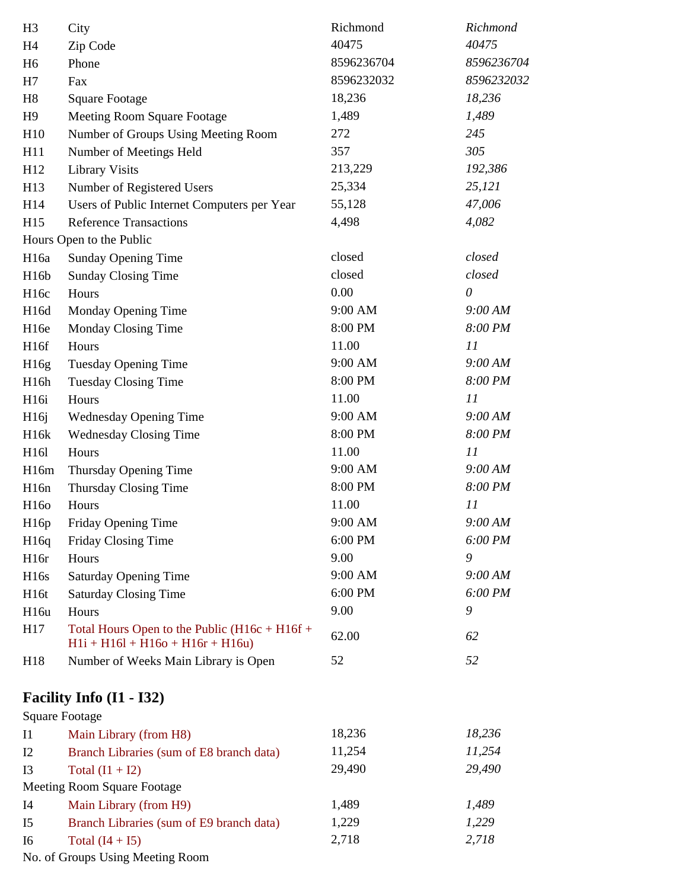| | | | |
|---|---|---|---|
| H3 | City | Richmond | *Richmond* |
| H4 | Zip Code | 40475 | *40475* |
| H6 | Phone | 8596236704 | *8596236704* |
| H7 | Fax | 8596232032 | *8596232032* |
| H8 | Square Footage | 18,236 | *18,236* |
| H9 | Meeting Room Square Footage | 1,489 | *1,489* |
| H10 | Number of Groups Using Meeting Room | 272 | *245* |
| H11 | Number of Meetings Held | 357 | *305* |
| H12 | Library Visits | 213,229 | *192,386* |
| H13 | Number of Registered Users | 25,334 | *25,121* |
| H14 | Users of Public Internet Computers per Year | 55,128 | *47,006* |
| H15 | Reference Transactions | 4,498 | *4,082* |
| Hours Open to the Public | | | |
| H16a | Sunday Opening Time | closed | *closed* |
| H16b | Sunday Closing Time | closed | *closed* |
| H16c | Hours | 0.00 | *0* |
| H16d | Monday Opening Time | 9:00 AM | *9:00 AM* |
| H16e | Monday Closing Time | 8:00 PM | *8:00 PM* |
| H16f | Hours | 11.00 | *11* |
| H16g | Tuesday Opening Time | 9:00 AM | *9:00 AM* |
| H16h | Tuesday Closing Time | 8:00 PM | *8:00 PM* |
| H16i | Hours | 11.00 | *11* |
| H16j | Wednesday Opening Time | 9:00 AM | *9:00 AM* |
| H16k | Wednesday Closing Time | 8:00 PM | *8:00 PM* |
| H16l | Hours | 11.00 | *11* |
| H16m | Thursday Opening Time | 9:00 AM | *9:00 AM* |
| H16n | Thursday Closing Time | 8:00 PM | *8:00 PM* |
| H16o | Hours | 11.00 | *11* |
| H16p | Friday Opening Time | 9:00 AM | *9:00 AM* |
| H16q | Friday Closing Time | 6:00 PM | *6:00 PM* |
| H16r | Hours | 9.00 | *9* |
| H16s | Saturday Opening Time | 9:00 AM | *9:00 AM* |
| H16t | Saturday Closing Time | 6:00 PM | *6:00 PM* |
| H16u | Hours | 9.00 | *9* |
| H17 | Total Hours Open to the Public (H16c + H16f + H1i + H16l + H16o + H16r + H16u) | 62.00 | *62* |
| H18 | Number of Weeks Main Library is Open | 52 | *52* |

## Facility Info (I1 - I32)

| | | | |
|---|---|---|---|
| Square Footage | | | |
| I1 | Main Library (from H8) | 18,236 | *18,236* |
| I2 | Branch Libraries (sum of E8 branch data) | 11,254 | *11,254* |
| I3 | Total (I1 + I2) | 29,490 | *29,490* |
| Meeting Room Square Footage | | | |
| I4 | Main Library (from H9) | 1,489 | *1,489* |
| I5 | Branch Libraries (sum of E9 branch data) | 1,229 | *1,229* |
| I6 | Total (I4 + I5) | 2,718 | *2,718* |
| No. of Groups Using Meeting Room | | | |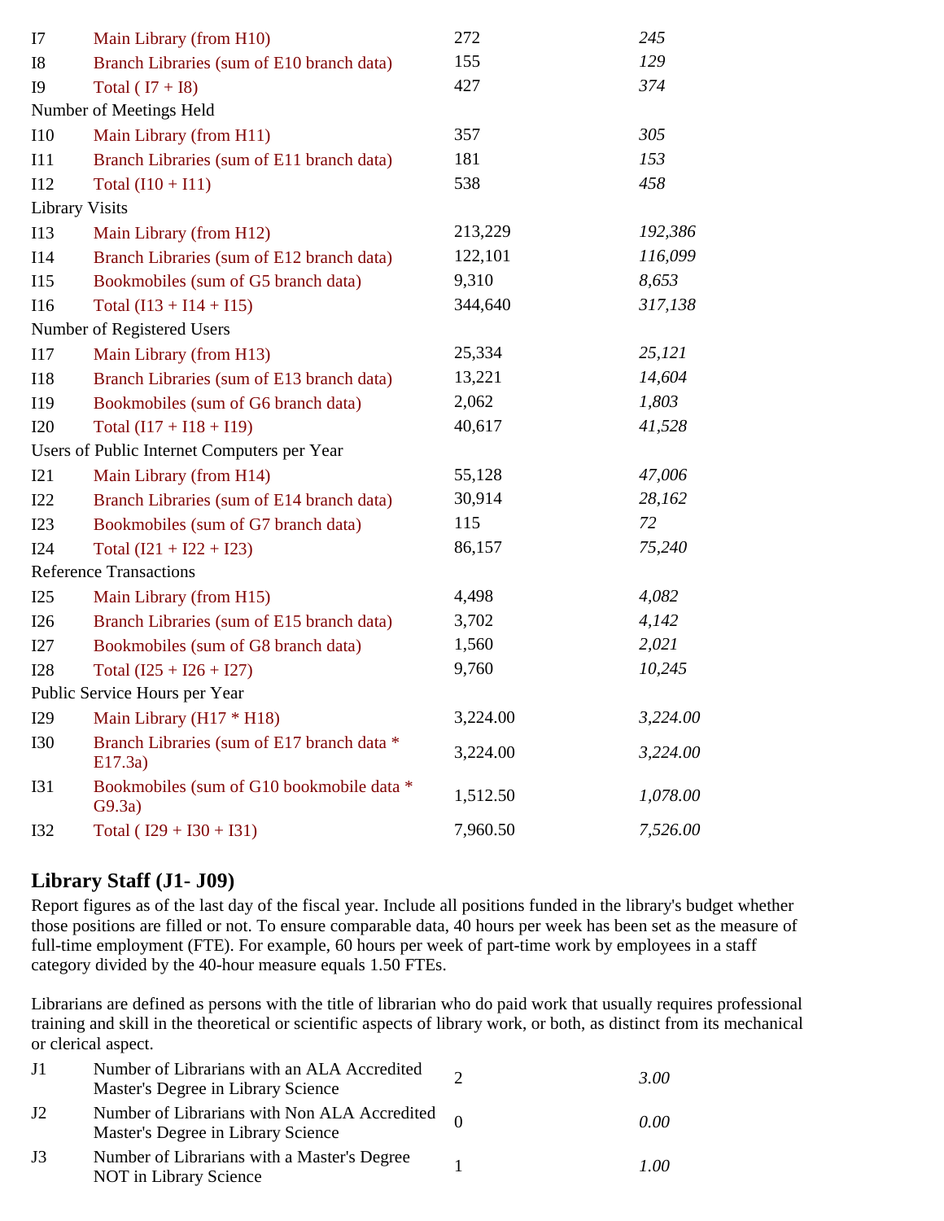| | | | |
|---|---|---|---|
| I7 | Main Library (from H10) | 272 | *245* |
| I8 | Branch Libraries (sum of E10 branch data) | 155 | *129* |
| I9 | Total ( I7 + I8) | 427 | *374* |
| Number of Meetings Held | | | |
| I10 | Main Library (from H11) | 357 | *305* |
| I11 | Branch Libraries (sum of E11 branch data) | 181 | *153* |
| I12 | Total (I10 + I11) | 538 | *458* |
| Library Visits | | | |
| I13 | Main Library (from H12) | 213,229 | *192,386* |
| I14 | Branch Libraries (sum of E12 branch data) | 122,101 | *116,099* |
| I15 | Bookmobiles (sum of G5 branch data) | 9,310 | *8,653* |
| I16 | Total (I13 + I14 + I15) | 344,640 | *317,138* |
| Number of Registered Users | | | |
| I17 | Main Library (from H13) | 25,334 | *25,121* |
| I18 | Branch Libraries (sum of E13 branch data) | 13,221 | *14,604* |
| I19 | Bookmobiles (sum of G6 branch data) | 2,062 | *1,803* |
| I20 | Total (I17 + I18 + I19) | 40,617 | *41,528* |
| Users of Public Internet Computers per Year | | | |
| I21 | Main Library (from H14) | 55,128 | *47,006* |
| I22 | Branch Libraries (sum of E14 branch data) | 30,914 | *28,162* |
| I23 | Bookmobiles (sum of G7 branch data) | 115 | *72* |
| I24 | Total (I21 + I22 + I23) | 86,157 | *75,240* |
| Reference Transactions | | | |
| I25 | Main Library (from H15) | 4,498 | *4,082* |
| I26 | Branch Libraries (sum of E15 branch data) | 3,702 | *4,142* |
| I27 | Bookmobiles (sum of G8 branch data) | 1,560 | *2,021* |
| I28 | Total (I25 + I26 + I27) | 9,760 | *10,245* |
| Public Service Hours per Year | | | |
| I29 | Main Library (H17 * H18) | 3,224.00 | *3,224.00* |
| I30 | Branch Libraries (sum of E17 branch data * E17.3a) | 3,224.00 | *3,224.00* |
| I31 | Bookmobiles (sum of G10 bookmobile data * G9.3a) | 1,512.50 | *1,078.00* |
| I32 | Total ( I29 + I30 + I31) | 7,960.50 | *7,526.00* |

## Library Staff (J1- J09)

Report figures as of the last day of the fiscal year. Include all positions funded in the library's budget whether those positions are filled or not. To ensure comparable data, 40 hours per week has been set as the measure of full-time employment (FTE). For example, 60 hours per week of part-time work by employees in a staff category divided by the 40-hour measure equals 1.50 FTEs.

Librarians are defined as persons with the title of librarian who do paid work that usually requires professional training and skill in the theoretical or scientific aspects of library work, or both, as distinct from its mechanical or clerical aspect.

| | | | |
|---|---|---|---|
| J1 | Number of Librarians with an ALA Accredited Master's Degree in Library Science | 2 | *3.00* |
| J2 | Number of Librarians with Non ALA Accredited Master's Degree in Library Science | 0 | *0.00* |
| J3 | Number of Librarians with a Master's Degree NOT in Library Science | 1 | *1.00* |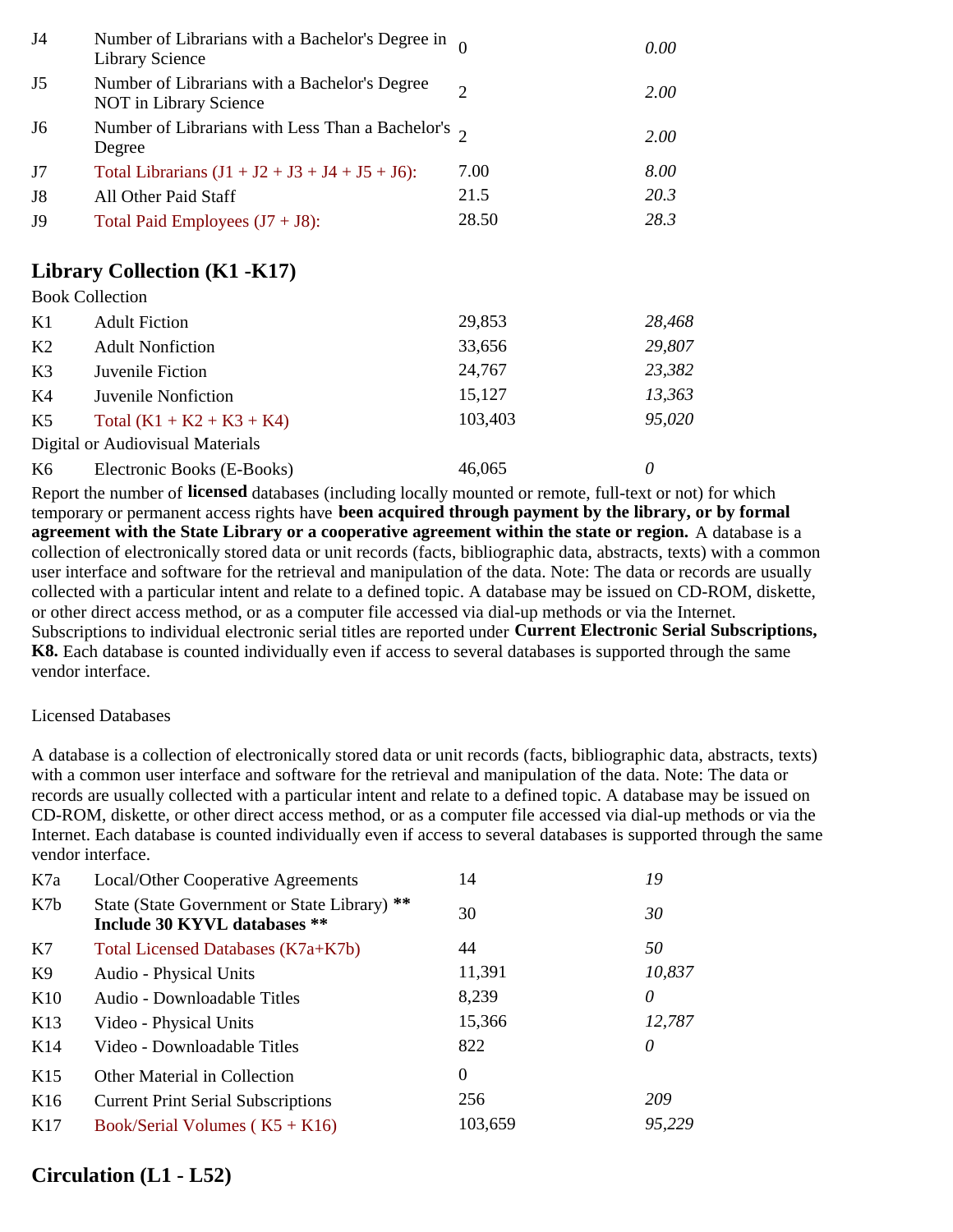| | | | |
|---|---|---|---|
| J4 | Number of Librarians with a Bachelor's Degree in Library Science | 0 | *0.00* |
| J5 | Number of Librarians with a Bachelor's Degree NOT in Library Science | 2 | *2.00* |
| J6 | Number of Librarians with Less Than a Bachelor's Degree | 2 | *2.00* |
| J7 | Total Librarians (J1 + J2 + J3 + J4 + J5 + J6): | 7.00 | *8.00* |
| J8 | All Other Paid Staff | 21.5 | *20.3* |
| J9 | Total Paid Employees (J7 + J8): | 28.50 | *28.3* |

## Library Collection (K1 -K17)

Book Collection

| | | | |
|---|---|---|---|
| K1 | Adult Fiction | 29,853 | *28,468* |
| K2 | Adult Nonfiction | 33,656 | *29,807* |
| K3 | Juvenile Fiction | 24,767 | *23,382* |
| K4 | Juvenile Nonfiction | 15,127 | *13,363* |
| K5 | Total (K1 + K2 + K3 + K4) | 103,403 | *95,020* |

Digital or Audiovisual Materials

| | | | |
|---|---|---|---|
| K6 | Electronic Books (E-Books) | 46,065 | *0* |

Report the number of **licensed** databases (including locally mounted or remote, full-text or not) for which temporary or permanent access rights have **been acquired through payment by the library, or by formal agreement with the State Library or a cooperative agreement within the state or region.** A database is a collection of electronically stored data or unit records (facts, bibliographic data, abstracts, texts) with a common user interface and software for the retrieval and manipulation of the data. Note: The data or records are usually collected with a particular intent and relate to a defined topic. A database may be issued on CD-ROM, diskette, or other direct access method, or as a computer file accessed via dial-up methods or via the Internet. Subscriptions to individual electronic serial titles are reported under **Current Electronic Serial Subscriptions, K8.** Each database is counted individually even if access to several databases is supported through the same vendor interface.

Licensed Databases

A database is a collection of electronically stored data or unit records (facts, bibliographic data, abstracts, texts) with a common user interface and software for the retrieval and manipulation of the data. Note: The data or records are usually collected with a particular intent and relate to a defined topic. A database may be issued on CD-ROM, diskette, or other direct access method, or as a computer file accessed via dial-up methods or via the Internet. Each database is counted individually even if access to several databases is supported through the same vendor interface.

| | | | |
|---|---|---|---|
| K7a | Local/Other Cooperative Agreements | 14 | *19* |
| K7b | State (State Government or State Library) **** Include 30 KYVL databases **** | 30 | *30* |
| K7 | Total Licensed Databases (K7a+K7b) | 44 | *50* |
| K9 | Audio - Physical Units | 11,391 | *10,837* |
| K10 | Audio - Downloadable Titles | 8,239 | *0* |
| K13 | Video - Physical Units | 15,366 | *12,787* |
| K14 | Video - Downloadable Titles | 822 | *0* |
| K15 | Other Material in Collection | 0 | |
| K16 | Current Print Serial Subscriptions | 256 | *209* |
| K17 | Book/Serial Volumes ( K5 + K16) | 103,659 | *95,229* |

## Circulation (L1 - L52)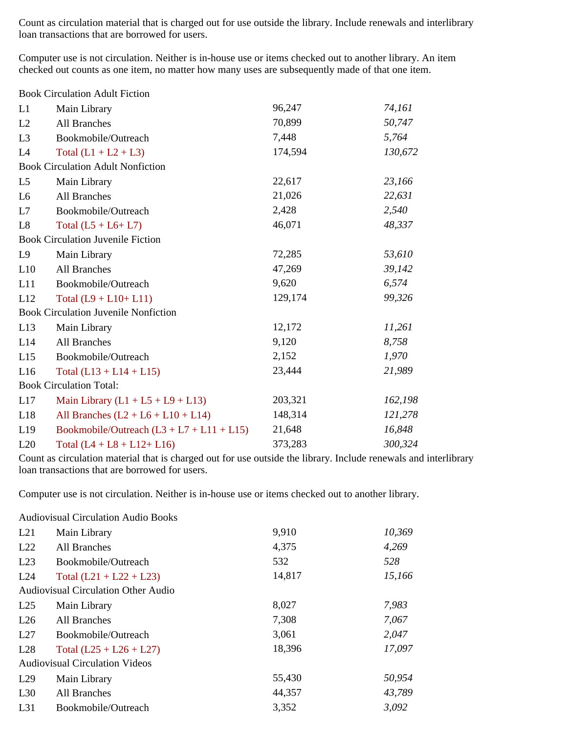Count as circulation material that is charged out for use outside the library. Include renewals and interlibrary loan transactions that are borrowed for users.

Computer use is not circulation. Neither is in-house use or items checked out to another library. An item checked out counts as one item, no matter how many uses are subsequently made of that one item.

| | | | |
|---|---|---|---|
| Book Circulation Adult Fiction | | | |
| L1 | Main Library | 96,247 | *74,161* |
| L2 | All Branches | 70,899 | *50,747* |
| L3 | Bookmobile/Outreach | 7,448 | *5,764* |
| L4 | Total (L1 + L2 + L3) | 174,594 | *130,672* |
| Book Circulation Adult Nonfiction | | | |
| L5 | Main Library | 22,617 | *23,166* |
| L6 | All Branches | 21,026 | *22,631* |
| L7 | Bookmobile/Outreach | 2,428 | *2,540* |
| L8 | Total (L5 + L6+ L7) | 46,071 | *48,337* |
| Book Circulation Juvenile Fiction | | | |
| L9 | Main Library | 72,285 | *53,610* |
| L10 | All Branches | 47,269 | *39,142* |
| L11 | Bookmobile/Outreach | 9,620 | *6,574* |
| L12 | Total (L9 + L10+ L11) | 129,174 | *99,326* |
| Book Circulation Juvenile Nonfiction | | | |
| L13 | Main Library | 12,172 | *11,261* |
| L14 | All Branches | 9,120 | *8,758* |
| L15 | Bookmobile/Outreach | 2,152 | *1,970* |
| L16 | Total (L13 + L14 + L15) | 23,444 | *21,989* |
| Book Circulation Total: | | | |
| L17 | Main Library (L1 + L5 + L9 + L13) | 203,321 | *162,198* |
| L18 | All Branches (L2 + L6 + L10 + L14) | 148,314 | *121,278* |
| L19 | Bookmobile/Outreach (L3 + L7 + L11 + L15) | 21,648 | *16,848* |
| L20 | Total (L4 + L8 + L12+ L16) | 373,283 | *300,324* |

Count as circulation material that is charged out for use outside the library. Include renewals and interlibrary loan transactions that are borrowed for users.

Computer use is not circulation. Neither is in-house use or items checked out to another library.

| | | | |
|---|---|---|---|
| Audiovisual Circulation Audio Books | | | |
| L21 | Main Library | 9,910 | *10,369* |
| L22 | All Branches | 4,375 | *4,269* |
| L23 | Bookmobile/Outreach | 532 | *528* |
| L24 | Total (L21 + L22 + L23) | 14,817 | *15,166* |
| Audiovisual Circulation Other Audio | | | |
| L25 | Main Library | 8,027 | *7,983* |
| L26 | All Branches | 7,308 | *7,067* |
| L27 | Bookmobile/Outreach | 3,061 | *2,047* |
| L28 | Total (L25 + L26 + L27) | 18,396 | *17,097* |
| Audiovisual Circulation Videos | | | |
| L29 | Main Library | 55,430 | *50,954* |
| L30 | All Branches | 44,357 | *43,789* |
| L31 | Bookmobile/Outreach | 3,352 | *3,092* |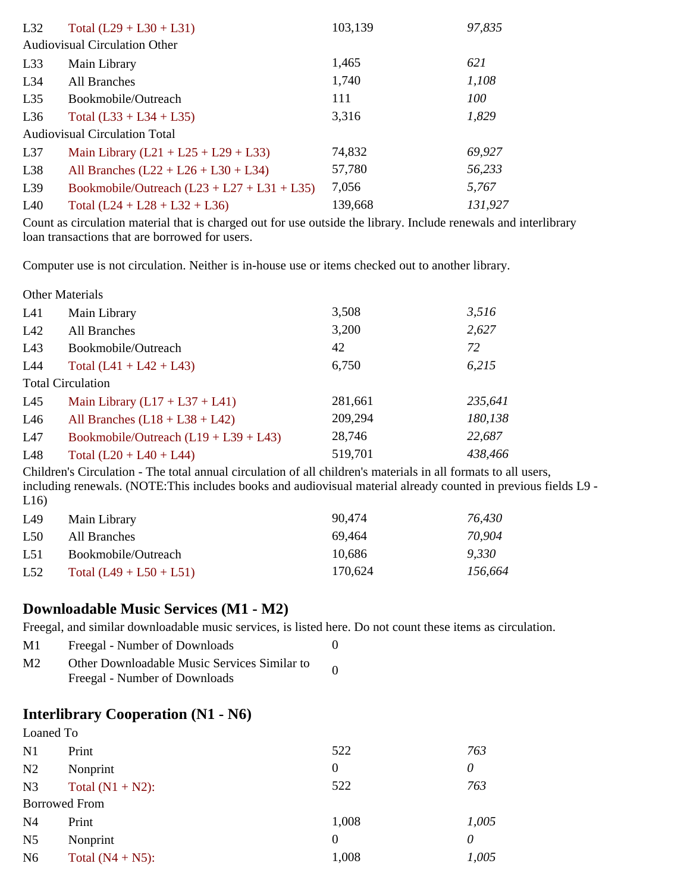| | | | |
|---|---|---|---|
| L32 | Total (L29 + L30 + L31) | 103,139 | *97,835* |
| Audiovisual Circulation Other | | | |
| L33 | Main Library | 1,465 | *621* |
| L34 | All Branches | 1,740 | *1,108* |
| L35 | Bookmobile/Outreach | 111 | *100* |
| L36 | Total (L33 + L34 + L35) | 3,316 | *1,829* |
| Audiovisual Circulation Total | | | |
| L37 | Main Library (L21 + L25 + L29 + L33) | 74,832 | *69,927* |
| L38 | All Branches (L22 + L26 + L30 + L34) | 57,780 | *56,233* |
| L39 | Bookmobile/Outreach (L23 + L27 + L31 + L35) | 7,056 | *5,767* |
| L40 | Total (L24 + L28 + L32 + L36) | 139,668 | *131,927* |

Count as circulation material that is charged out for use outside the library. Include renewals and interlibrary loan transactions that are borrowed for users.

Computer use is not circulation. Neither is in-house use or items checked out to another library.

| | | | |
|---|---|---|---|
| Other Materials | | | |
| L41 | Main Library | 3,508 | *3,516* |
| L42 | All Branches | 3,200 | *2,627* |
| L43 | Bookmobile/Outreach | 42 | *72* |
| L44 | Total (L41 + L42 + L43) | 6,750 | *6,215* |
| Total Circulation | | | |
| L45 | Main Library (L17 + L37 + L41) | 281,661 | *235,641* |
| L46 | All Branches (L18 + L38 + L42) | 209,294 | *180,138* |
| L47 | Bookmobile/Outreach (L19 + L39 + L43) | 28,746 | *22,687* |
| L48 | Total (L20 + L40 + L44) | 519,701 | *438,466* |

Children's Circulation - The total annual circulation of all children's materials in all formats to all users, including renewals. (NOTE:This includes books and audiovisual material already counted in previous fields L9 - L16)

| | | | |
|---|---|---|---|
| L49 | Main Library | 90,474 | *76,430* |
| L50 | All Branches | 69,464 | *70,904* |
| L51 | Bookmobile/Outreach | 10,686 | *9,330* |
| L52 | Total (L49 + L50 + L51) | 170,624 | *156,664* |

## Downloadable Music Services (M1 - M2)

Freegal, and similar downloadable music services, is listed here. Do not count these items as circulation.

| | | |
|---|---|---|
| M1 | Freegal - Number of Downloads | 0 |
| M2 | Other Downloadable Music Services Similar to Freegal - Number of Downloads | 0 |

## Interlibrary Cooperation (N1 - N6)

| | | | |
|---|---|---|---|
| Loaned To | | | |
| N1 | Print | 522 | *763* |
| N2 | Nonprint | 0 | *0* |
| N3 | Total (N1 + N2): | 522 | *763* |
| Borrowed From | | | |
| N4 | Print | 1,008 | *1,005* |
| N5 | Nonprint | 0 | *0* |
| N6 | Total (N4 + N5): | 1,008 | *1,005* |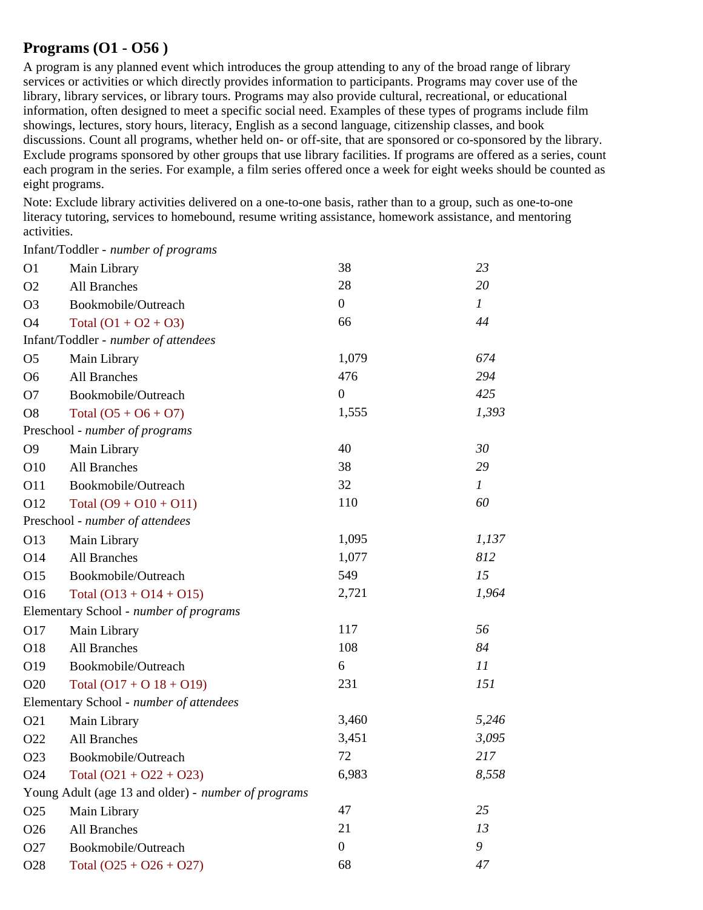## Programs (O1 - O56 )

A program is any planned event which introduces the group attending to any of the broad range of library services or activities or which directly provides information to participants. Programs may cover use of the library, library services, or library tours. Programs may also provide cultural, recreational, or educational information, often designed to meet a specific social need. Examples of these types of programs include film showings, lectures, story hours, literacy, English as a second language, citizenship classes, and book discussions. Count all programs, whether held on- or off-site, that are sponsored or co-sponsored by the library. Exclude programs sponsored by other groups that use library facilities. If programs are offered as a series, count each program in the series. For example, a film series offered once a week for eight weeks should be counted as eight programs.

Note: Exclude library activities delivered on a one-to-one basis, rather than to a group, such as one-to-one literacy tutoring, services to homebound, resume writing assistance, homework assistance, and mentoring activities.

| | | | |
|---|---|---|---|
| Infant/Toddler - *number of programs* | | | |
| O1 | Main Library | 38 | *23* |
| O2 | All Branches | 28 | *20* |
| O3 | Bookmobile/Outreach | 0 | *1* |
| O4 | Total (O1 + O2 + O3) | 66 | *44* |
| Infant/Toddler - *number of attendees* | | | |
| O5 | Main Library | 1,079 | *674* |
| O6 | All Branches | 476 | *294* |
| O7 | Bookmobile/Outreach | 0 | *425* |
| O8 | Total (O5 + O6 + O7) | 1,555 | *1,393* |
| Preschool - *number of programs* | | | |
| O9 | Main Library | 40 | *30* |
| O10 | All Branches | 38 | *29* |
| O11 | Bookmobile/Outreach | 32 | *1* |
| O12 | Total (O9 + O10 + O11) | 110 | *60* |
| Preschool - *number of attendees* | | | |
| O13 | Main Library | 1,095 | *1,137* |
| O14 | All Branches | 1,077 | *812* |
| O15 | Bookmobile/Outreach | 549 | *15* |
| O16 | Total (O13 + O14 + O15) | 2,721 | *1,964* |
| Elementary School - *number of programs* | | | |
| O17 | Main Library | 117 | *56* |
| O18 | All Branches | 108 | *84* |
| O19 | Bookmobile/Outreach | 6 | *11* |
| O20 | Total (O17 + O 18 + O19) | 231 | *151* |
| Elementary School - *number of attendees* | | | |
| O21 | Main Library | 3,460 | *5,246* |
| O22 | All Branches | 3,451 | *3,095* |
| O23 | Bookmobile/Outreach | 72 | *217* |
| O24 | Total (O21 + O22 + O23) | 6,983 | *8,558* |
| Young Adult (age 13 and older) - *number of programs* | | | |
| O25 | Main Library | 47 | *25* |
| O26 | All Branches | 21 | *13* |
| O27 | Bookmobile/Outreach | 0 | *9* |
| O28 | Total (O25 + O26 + O27) | 68 | *47* |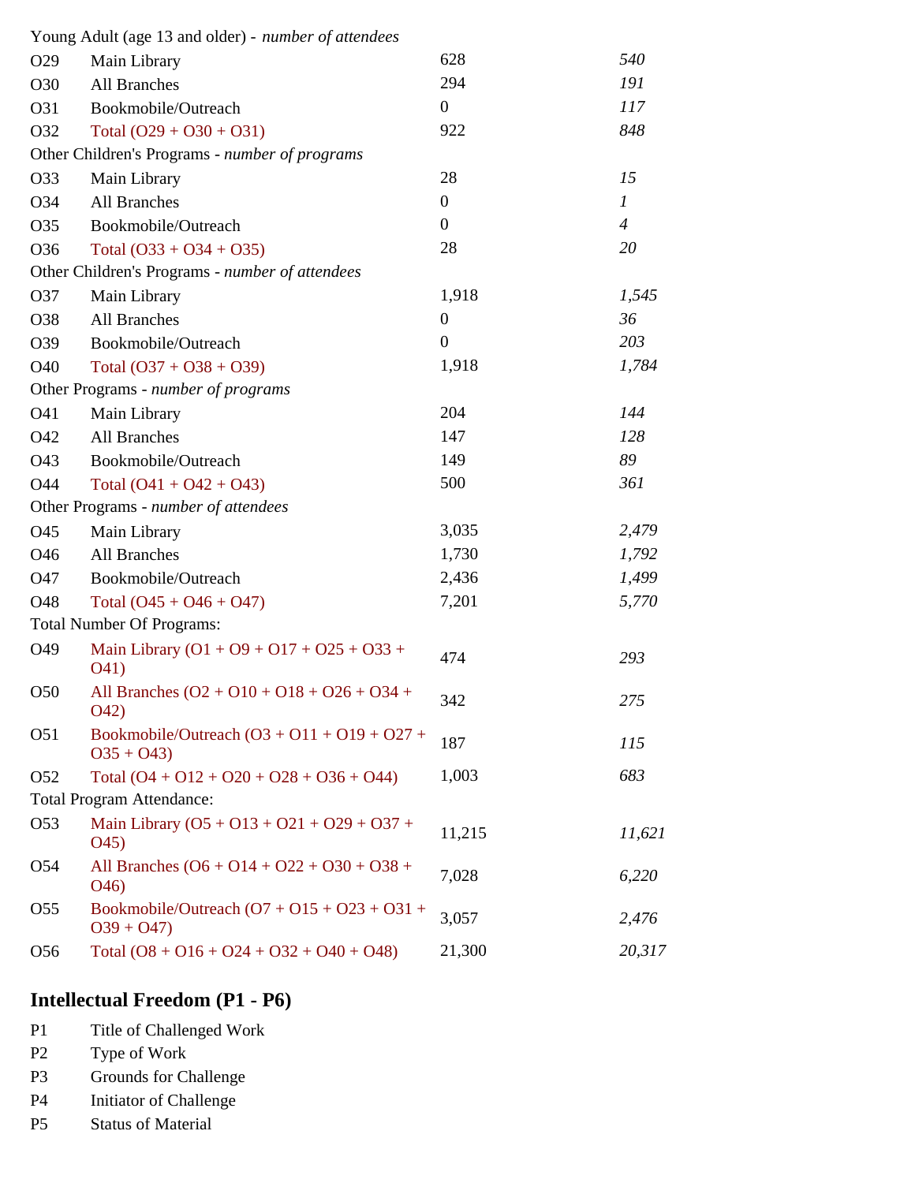| | | | |
|---|---|---|---|
| Young Adult (age 13 and older) - *number of attendees* | | | |
| O29 | Main Library | 628 | *540* |
| O30 | All Branches | 294 | *191* |
| O31 | Bookmobile/Outreach | 0 | *117* |
| O32 | Total (O29 + O30 + O31) | 922 | *848* |
| Other Children's Programs - *number of programs* | | | |
| O33 | Main Library | 28 | *15* |
| O34 | All Branches | 0 | *1* |
| O35 | Bookmobile/Outreach | 0 | *4* |
| O36 | Total (O33 + O34 + O35) | 28 | *20* |
| Other Children's Programs - *number of attendees* | | | |
| O37 | Main Library | 1,918 | *1,545* |
| O38 | All Branches | 0 | *36* |
| O39 | Bookmobile/Outreach | 0 | *203* |
| O40 | Total (O37 + O38 + O39) | 1,918 | *1,784* |
| Other Programs - *number of programs* | | | |
| O41 | Main Library | 204 | *144* |
| O42 | All Branches | 147 | *128* |
| O43 | Bookmobile/Outreach | 149 | *89* |
| O44 | Total (O41 + O42 + O43) | 500 | *361* |
| Other Programs - *number of attendees* | | | |
| O45 | Main Library | 3,035 | *2,479* |
| O46 | All Branches | 1,730 | *1,792* |
| O47 | Bookmobile/Outreach | 2,436 | *1,499* |
| O48 | Total (O45 + O46 + O47) | 7,201 | *5,770* |
| Total Number Of Programs: | | | |
| O49 | Main Library (O1 + O9 + O17 + O25 + O33 + O41) | 474 | *293* |
| O50 | All Branches (O2 + O10 + O18 + O26 + O34 + O42) | 342 | *275* |
| O51 | Bookmobile/Outreach (O3 + O11 + O19 + O27 + O35 + O43) | 187 | *115* |
| O52 | Total (O4 + O12 + O20 + O28 + O36 + O44) | 1,003 | *683* |
| Total Program Attendance: | | | |
| O53 | Main Library (O5 + O13 + O21 + O29 + O37 + O45) | 11,215 | *11,621* |
| O54 | All Branches (O6 + O14 + O22 + O30 + O38 + O46) | 7,028 | *6,220* |
| O55 | Bookmobile/Outreach (O7 + O15 + O23 + O31 + O39 + O47) | 3,057 | *2,476* |
| O56 | Total (O8 + O16 + O24 + O32 + O40 + O48) | 21,300 | *20,317* |

## Intellectual Freedom (P1 - P6)

| | |
|---|---|
| P1 | Title of Challenged Work |
| P2 | Type of Work |
| P3 | Grounds for Challenge |
| P4 | Initiator of Challenge |
| P5 | Status of Material |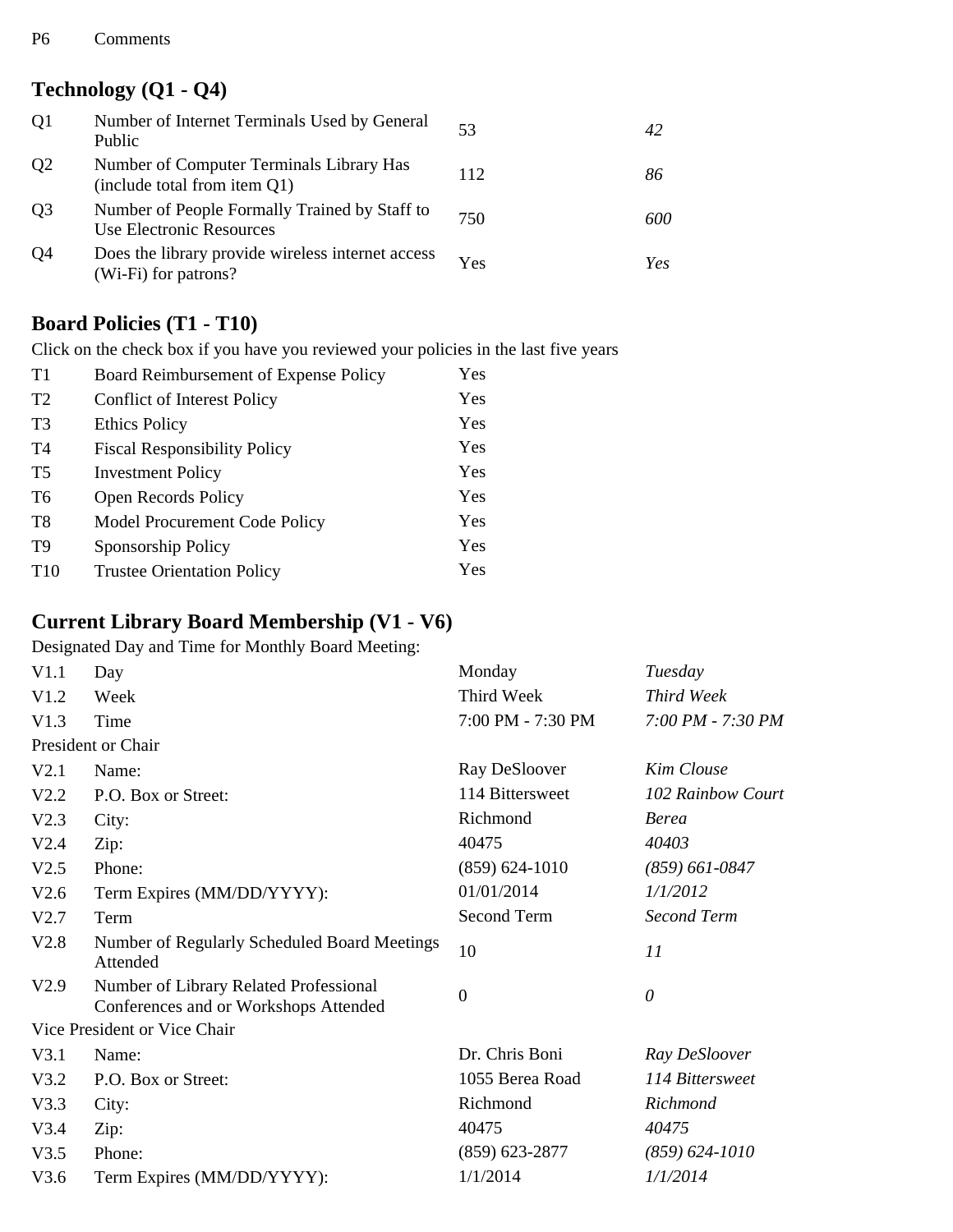| | | | |
|---|---|---|---|
| P6 | Comments | | |

## Technology (Q1 - Q4)

| | | | |
|---|---|---|---|
| Q1 | Number of Internet Terminals Used by General Public | 53 | *42* |
| Q2 | Number of Computer Terminals Library Has (include total from item Q1) | 112 | *86* |
| Q3 | Number of People Formally Trained by Staff to Use Electronic Resources | 750 | *600* |
| Q4 | Does the library provide wireless internet access (Wi-Fi) for patrons? | Yes | *Yes* |

## Board Policies (T1 - T10)

Click on the check box if you have you reviewed your policies in the last five years

| | | |
|---|---|---|
| T1 | Board Reimbursement of Expense Policy | Yes |
| T2 | Conflict of Interest Policy | Yes |
| T3 | Ethics Policy | Yes |
| T4 | Fiscal Responsibility Policy | Yes |
| T5 | Investment Policy | Yes |
| T6 | Open Records Policy | Yes |
| T8 | Model Procurement Code Policy | Yes |
| T9 | Sponsorship Policy | Yes |
| T10 | Trustee Orientation Policy | Yes |

## Current Library Board Membership (V1 - V6)

Designated Day and Time for Monthly Board Meeting:

| | | | |
|---|---|---|---|
| V1.1 | Day | Monday | *Tuesday* |
| V1.2 | Week | Third Week | *Third Week* |
| V1.3 | Time | 7:00 PM - 7:30 PM | *7:00 PM - 7:30 PM* |

President or Chair

| | | | |
|---|---|---|---|
| V2.1 | Name: | Ray DeSloover | *Kim Clouse* |
| V2.2 | P.O. Box or Street: | 114 Bittersweet | *102 Rainbow Court* |
| V2.3 | City: | Richmond | *Berea* |
| V2.4 | Zip: | 40475 | *40403* |
| V2.5 | Phone: | (859) 624-1010 | *(859) 661-0847* |
| V2.6 | Term Expires (MM/DD/YYYY): | 01/01/2014 | *1/1/2012* |
| V2.7 | Term | Second Term | *Second Term* |
| V2.8 | Number of Regularly Scheduled Board Meetings Attended | 10 | *11* |
| V2.9 | Number of Library Related Professional Conferences and or Workshops Attended | 0 | *0* |

Vice President or Vice Chair

| | | | |
|---|---|---|---|
| V3.1 | Name: | Dr. Chris Boni | *Ray DeSloover* |
| V3.2 | P.O. Box or Street: | 1055 Berea Road | *114 Bittersweet* |
| V3.3 | City: | Richmond | *Richmond* |
| V3.4 | Zip: | 40475 | *40475* |
| V3.5 | Phone: | (859) 623-2877 | *(859) 624-1010* |
| V3.6 | Term Expires (MM/DD/YYYY): | 1/1/2014 | *1/1/2014* |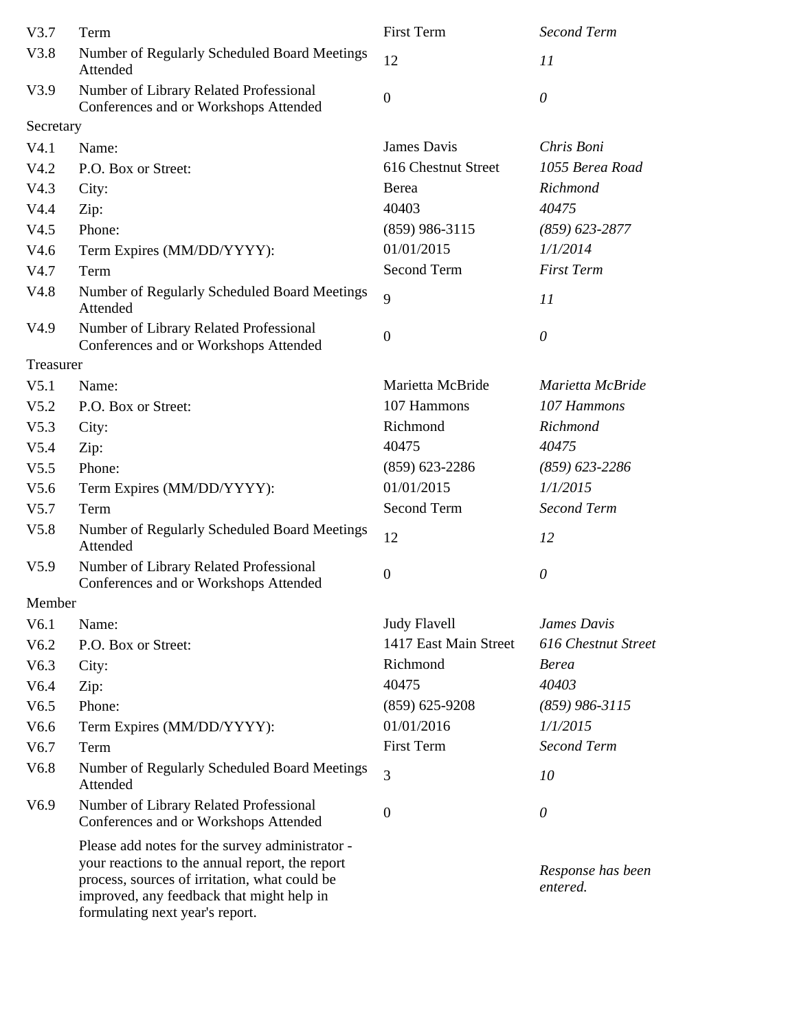| | | | |
|---|---|---|---|
| V3.7 | Term | First Term | *Second Term* |
| V3.8 | Number of Regularly Scheduled Board Meetings Attended | 12 | *11* |
| V3.9 | Number of Library Related Professional Conferences and or Workshops Attended | 0 | *0* |
| Secretary | | | |
| V4.1 | Name: | James Davis | *Chris Boni* |
| V4.2 | P.O. Box or Street: | 616 Chestnut Street | *1055 Berea Road* |
| V4.3 | City: | Berea | *Richmond* |
| V4.4 | Zip: | 40403 | *40475* |
| V4.5 | Phone: | (859) 986-3115 | *(859) 623-2877* |
| V4.6 | Term Expires (MM/DD/YYYY): | 01/01/2015 | *1/1/2014* |
| V4.7 | Term | Second Term | *First Term* |
| V4.8 | Number of Regularly Scheduled Board Meetings Attended | 9 | *11* |
| V4.9 | Number of Library Related Professional Conferences and or Workshops Attended | 0 | *0* |
| Treasurer | | | |
| V5.1 | Name: | Marietta McBride | *Marietta McBride* |
| V5.2 | P.O. Box or Street: | 107 Hammons | *107 Hammons* |
| V5.3 | City: | Richmond | *Richmond* |
| V5.4 | Zip: | 40475 | *40475* |
| V5.5 | Phone: | (859) 623-2286 | *(859) 623-2286* |
| V5.6 | Term Expires (MM/DD/YYYY): | 01/01/2015 | *1/1/2015* |
| V5.7 | Term | Second Term | *Second Term* |
| V5.8 | Number of Regularly Scheduled Board Meetings Attended | 12 | *12* |
| V5.9 | Number of Library Related Professional Conferences and or Workshops Attended | 0 | *0* |
| Member | | | |
| V6.1 | Name: | Judy Flavell | *James Davis* |
| V6.2 | P.O. Box or Street: | 1417 East Main Street | *616 Chestnut Street* |
| V6.3 | City: | Richmond | *Berea* |
| V6.4 | Zip: | 40475 | *40403* |
| V6.5 | Phone: | (859) 625-9208 | *(859) 986-3115* |
| V6.6 | Term Expires (MM/DD/YYYY): | 01/01/2016 | *1/1/2015* |
| V6.7 | Term | First Term | *Second Term* |
| V6.8 | Number of Regularly Scheduled Board Meetings Attended | 3 | *10* |
| V6.9 | Number of Library Related Professional Conferences and or Workshops Attended | 0 | *0* |
| | Please add notes for the survey administrator - your reactions to the annual report, the report process, sources of irritation, what could be improved, any feedback that might help in formulating next year's report. | | *Response has been entered.* |